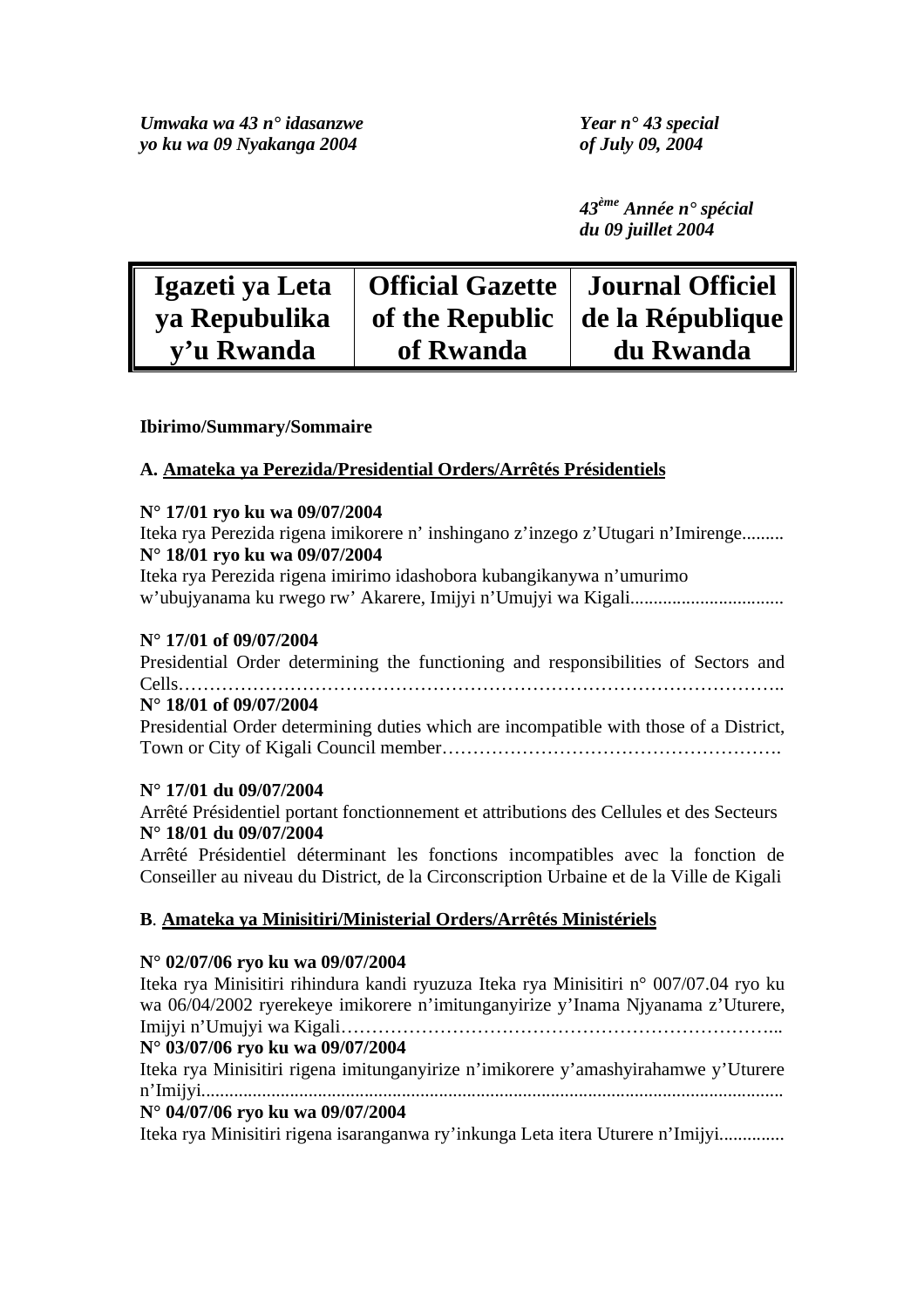*Umwaka wa 43 n° idasanzwe*
*yo ku wa 09 Nyakanga 2004*

*Year n° 43 special*
*of July 09, 2004*

*43ème Année n° spécial*
*du 09 juillet 2004*

| Igazeti ya Leta ya Repubulika y'u Rwanda | Official Gazette of the Republic of Rwanda | Journal Officiel de la République du Rwanda |
|---|---|---|

**Ibirimo/Summary/Sommaire**

**A. Amateka ya Perezida/Presidential Orders/Arrêtés Présidentiels**

**N° 17/01 ryo ku wa 09/07/2004**
Iteka rya Perezida rigena imikorere n' inshingano z'inzego z'Utugari n'Imirenge.........
**N° 18/01 ryo ku wa 09/07/2004**
Iteka rya Perezida rigena imirimo idashobora kubangikanywa n'umurimo w'ubujyanama ku rwego rw' Akarere, Imijyi n'Umujyi wa Kigali................................

**N° 17/01 of 09/07/2004**
Presidential Order determining the functioning and responsibilities of Sectors and Cells…………………………………………………………………………………..
**N° 18/01 of 09/07/2004**
Presidential Order determining duties which are incompatible with those of a District, Town or City of Kigali Council member……………………………………………….

**N° 17/01 du 09/07/2004**
Arrêté Présidentiel portant fonctionnement et attributions des Cellules et des Secteurs
**N° 18/01 du 09/07/2004**
Arrêté Présidentiel déterminant les fonctions incompatibles avec la fonction de Conseiller au niveau du District, de la Circonscription Urbaine et de la Ville de Kigali

**B. Amateka ya Minisitiri/Ministerial Orders/Arrêtés Ministériels**

**N° 02/07/06 ryo ku wa 09/07/2004**
Iteka rya Minisitiri rihindura kandi ryuzuza Iteka rya Minisitiri n° 007/07.04 ryo ku wa 06/04/2002 ryerekeye imikorere n'imitunganyirize y'Inama Njyanama z'Uturere, Imijyi n'Umujyi wa Kigali…………………………………………………………...
**N° 03/07/06 ryo ku wa 09/07/2004**
Iteka rya Minisitiri rigena imitunganyirize n'imikorere y'amashyirahamwe y'Uturere n'Imijyi...........................................................................................................................
**N° 04/07/06 ryo ku wa 09/07/2004**
Iteka rya Minisitiri rigena isaranganwa ry'inkunga Leta itera Uturere n'Imijyi..............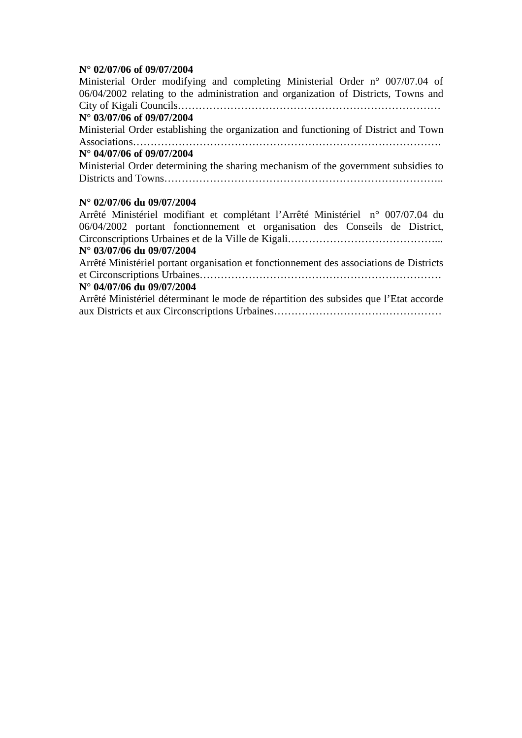**N° 02/07/06 of 09/07/2004**

Ministerial Order modifying and completing Ministerial Order n° 007/07.04 of 06/04/2002 relating to the administration and organization of Districts, Towns and City of Kigali Councils…………………………………………………………………

**N° 03/07/06 of 09/07/2004**

Ministerial Order establishing the organization and functioning of District and Town Associations…………………………………………………………………………….

**N° 04/07/06 of 09/07/2004**

Ministerial Order determining the sharing mechanism of the government subsidies to Districts and Towns…………………………………………………………………..

**N° 02/07/06 du 09/07/2004**

Arrêté Ministériel modifiant et complétant l'Arrêté Ministériel n° 007/07.04 du 06/04/2002 portant fonctionnement et organisation des Conseils de District, Circonscriptions Urbaines et de la Ville de Kigali……………………………………...

**N° 03/07/06 du 09/07/2004**

Arrêté Ministériel portant organisation et fonctionnement des associations de Districts et Circonscriptions Urbaines……………………………………………………………

**N° 04/07/06 du 09/07/2004**

Arrêté Ministériel déterminant le mode de répartition des subsides que l'Etat accorde aux Districts et aux Circonscriptions Urbaines…………………………………………